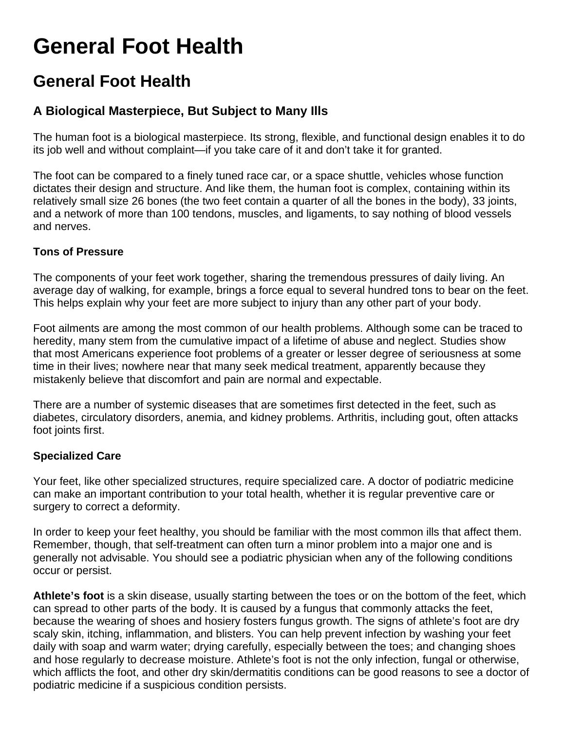# General Foot Health

## General Foot Health

### A Biological Masterpiece, But Subject to Many Ills

The human foot is a biological masterpiece. Its strong, flexible, and functional design enables it to do its job well and without complaint—if you take care of it and don't take it for granted.

The foot can be compared to a finely tuned race car, or a space shuttle, vehicles whose function dictates their design and structure. And like them, the human foot is complex, containing within its relatively small size 26 bones (the two feet contain a quarter of all the bones in the body), 33 joints, and a network of more than 100 tendons, muscles, and ligaments, to say nothing of blood vessels and nerves.

#### Tons of Pressure

The components of your feet work together, sharing the tremendous pressures of daily living. An average day of walking, for example, brings a force equal to several hundred tons to bear on the feet. This helps explain why your feet are more subject to injury than any other part of your body.

Foot ailments are among the most common of our health problems. Although some can be traced to heredity, many stem from the cumulative impact of a lifetime of abuse and neglect. Studies show that most Americans experience foot problems of a greater or lesser degree of seriousness at some time in their lives; nowhere near that many seek medical treatment, apparently because they mistakenly believe that discomfort and pain are normal and expectable.

There are a number of systemic diseases that are sometimes first detected in the feet, such as diabetes, circulatory disorders, anemia, and kidney problems. Arthritis, including gout, often attacks foot joints first.

#### Specialized Care

Your feet, like other specialized structures, require specialized care. A doctor of podiatric medicine can make an important contribution to your total health, whether it is regular preventive care or surgery to correct a deformity.

In order to keep your feet healthy, you should be familiar with the most common ills that affect them. Remember, though, that self-treatment can often turn a minor problem into a major one and is generally not advisable. You should see a podiatric physician when any of the following conditions occur or persist.

**Athlete's foot** is a skin disease, usually starting between the toes or on the bottom of the feet, which can spread to other parts of the body. It is caused by a fungus that commonly attacks the feet, because the wearing of shoes and hosiery fosters fungus growth. The signs of athlete's foot are dry scaly skin, itching, inflammation, and blisters. You can help prevent infection by washing your feet daily with soap and warm water; drying carefully, especially between the toes; and changing shoes and hose regularly to decrease moisture. Athlete's foot is not the only infection, fungal or otherwise, which afflicts the foot, and other dry skin/dermatitis conditions can be good reasons to see a doctor of podiatric medicine if a suspicious condition persists.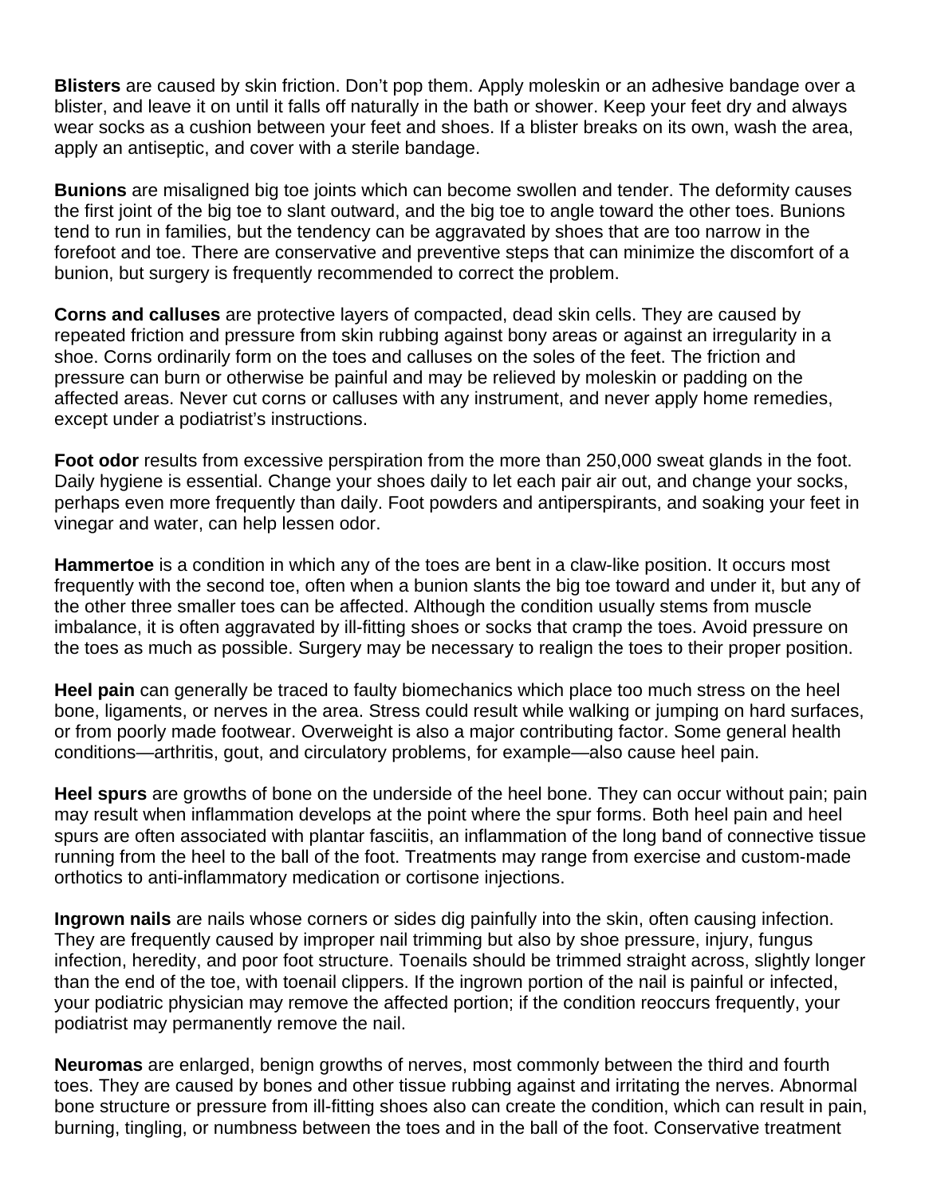**Blisters** are caused by skin friction. Don't pop them. Apply moleskin or an adhesive bandage over a blister, and leave it on until it falls off naturally in the bath or shower. Keep your feet dry and always wear socks as a cushion between your feet and shoes. If a blister breaks on its own, wash the area, apply an antiseptic, and cover with a sterile bandage.

**Bunions** are misaligned big toe joints which can become swollen and tender. The deformity causes the first joint of the big toe to slant outward, and the big toe to angle toward the other toes. Bunions tend to run in families, but the tendency can be aggravated by shoes that are too narrow in the forefoot and toe. There are conservative and preventive steps that can minimize the discomfort of a bunion, but surgery is frequently recommended to correct the problem.

**Corns and calluses** are protective layers of compacted, dead skin cells. They are caused by repeated friction and pressure from skin rubbing against bony areas or against an irregularity in a shoe. Corns ordinarily form on the toes and calluses on the soles of the feet. The friction and pressure can burn or otherwise be painful and may be relieved by moleskin or padding on the affected areas. Never cut corns or calluses with any instrument, and never apply home remedies, except under a podiatrist's instructions.

**Foot odor** results from excessive perspiration from the more than 250,000 sweat glands in the foot. Daily hygiene is essential. Change your shoes daily to let each pair air out, and change your socks, perhaps even more frequently than daily. Foot powders and antiperspirants, and soaking your feet in vinegar and water, can help lessen odor.

**Hammertoe** is a condition in which any of the toes are bent in a claw-like position. It occurs most frequently with the second toe, often when a bunion slants the big toe toward and under it, but any of the other three smaller toes can be affected. Although the condition usually stems from muscle imbalance, it is often aggravated by ill-fitting shoes or socks that cramp the toes. Avoid pressure on the toes as much as possible. Surgery may be necessary to realign the toes to their proper position.

**Heel pain** can generally be traced to faulty biomechanics which place too much stress on the heel bone, ligaments, or nerves in the area. Stress could result while walking or jumping on hard surfaces, or from poorly made footwear. Overweight is also a major contributing factor. Some general health conditions—arthritis, gout, and circulatory problems, for example—also cause heel pain.

**Heel spurs** are growths of bone on the underside of the heel bone. They can occur without pain; pain may result when inflammation develops at the point where the spur forms. Both heel pain and heel spurs are often associated with plantar fasciitis, an inflammation of the long band of connective tissue running from the heel to the ball of the foot. Treatments may range from exercise and custom-made orthotics to anti-inflammatory medication or cortisone injections.

**Ingrown nails** are nails whose corners or sides dig painfully into the skin, often causing infection. They are frequently caused by improper nail trimming but also by shoe pressure, injury, fungus infection, heredity, and poor foot structure. Toenails should be trimmed straight across, slightly longer than the end of the toe, with toenail clippers. If the ingrown portion of the nail is painful or infected, your podiatric physician may remove the affected portion; if the condition reoccurs frequently, your podiatrist may permanently remove the nail.

**Neuromas** are enlarged, benign growths of nerves, most commonly between the third and fourth toes. They are caused by bones and other tissue rubbing against and irritating the nerves. Abnormal bone structure or pressure from ill-fitting shoes also can create the condition, which can result in pain, burning, tingling, or numbness between the toes and in the ball of the foot. Conservative treatment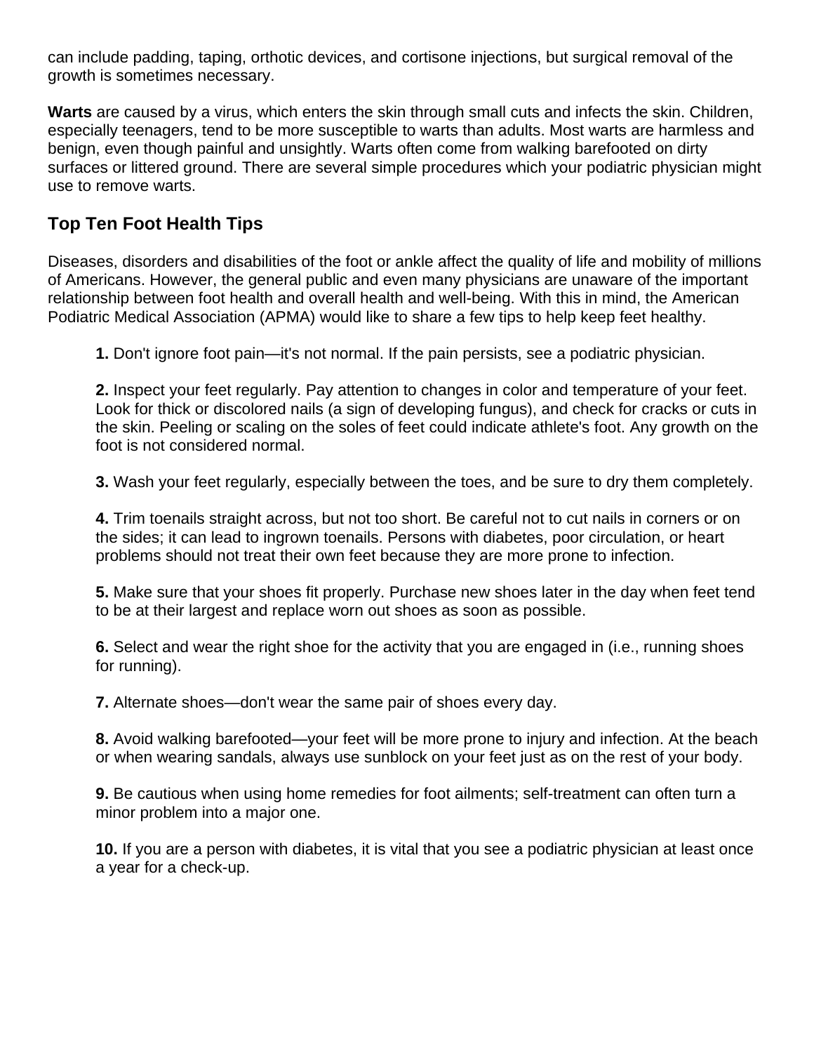can include padding, taping, orthotic devices, and cortisone injections, but surgical removal of the growth is sometimes necessary.

**Warts** are caused by a virus, which enters the skin through small cuts and infects the skin. Children, especially teenagers, tend to be more susceptible to warts than adults. Most warts are harmless and benign, even though painful and unsightly. Warts often come from walking barefooted on dirty surfaces or littered ground. There are several simple procedures which your podiatric physician might use to remove warts.

## Top Ten Foot Health Tips

Diseases, disorders and disabilities of the foot or ankle affect the quality of life and mobility of millions of Americans. However, the general public and even many physicians are unaware of the important relationship between foot health and overall health and well-being. With this in mind, the American Podiatric Medical Association (APMA) would like to share a few tips to help keep feet healthy.

**1.** Don't ignore foot pain—it's not normal. If the pain persists, see a podiatric physician.

**2.** Inspect your feet regularly. Pay attention to changes in color and temperature of your feet. Look for thick or discolored nails (a sign of developing fungus), and check for cracks or cuts in the skin. Peeling or scaling on the soles of feet could indicate athlete's foot. Any growth on the foot is not considered normal.

**3.** Wash your feet regularly, especially between the toes, and be sure to dry them completely.

**4.** Trim toenails straight across, but not too short. Be careful not to cut nails in corners or on the sides; it can lead to ingrown toenails. Persons with diabetes, poor circulation, or heart problems should not treat their own feet because they are more prone to infection.

**5.** Make sure that your shoes fit properly. Purchase new shoes later in the day when feet tend to be at their largest and replace worn out shoes as soon as possible.

**6.** Select and wear the right shoe for the activity that you are engaged in (i.e., running shoes for running).

**7.** Alternate shoes—don't wear the same pair of shoes every day.

**8.** Avoid walking barefooted—your feet will be more prone to injury and infection. At the beach or when wearing sandals, always use sunblock on your feet just as on the rest of your body.

**9.** Be cautious when using home remedies for foot ailments; self-treatment can often turn a minor problem into a major one.

**10.** If you are a person with diabetes, it is vital that you see a podiatric physician at least once a year for a check-up.